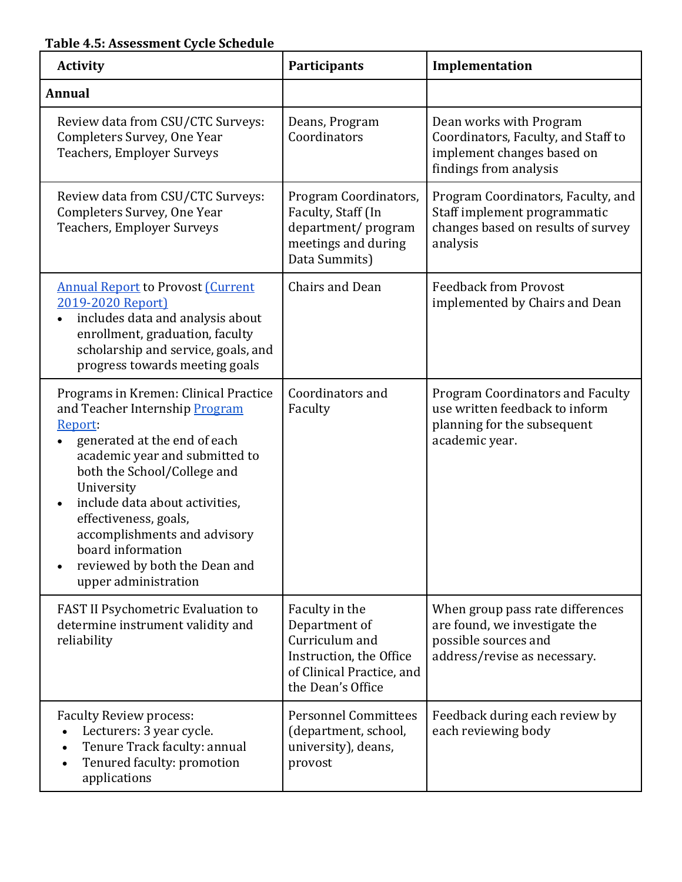**Table 4.5: Assessment Cycle Schedule**

| Activity | Participants | Implementation |
|---|---|---|
| **Annual** | | |
| Review data from CSU/CTC Surveys: Completers Survey, One Year Teachers, Employer Surveys | Deans, Program Coordinators | Dean works with Program Coordinators, Faculty, and Staff to implement changes based on findings from analysis |
| Review data from CSU/CTC Surveys: Completers Survey, One Year Teachers, Employer Surveys | Program Coordinators, Faculty, Staff (In department/ program meetings and during Data Summits) | Program Coordinators, Faculty, and Staff implement programmatic changes based on results of survey analysis |
| Annual Report to Provost (Current 2019-2020 Report)<br>• includes data and analysis about enrollment, graduation, faculty scholarship and service, goals, and progress towards meeting goals | Chairs and Dean | Feedback from Provost implemented by Chairs and Dean |
| Programs in Kremen: Clinical Practice and Teacher Internship Program Report:<br>• generated at the end of each academic year and submitted to both the School/College and University<br>• include data about activities, effectiveness, goals, accomplishments and advisory board information<br>• reviewed by both the Dean and upper administration | Coordinators and Faculty | Program Coordinators and Faculty use written feedback to inform planning for the subsequent academic year. |
| FAST II Psychometric Evaluation to determine instrument validity and reliability | Faculty in the Department of Curriculum and Instruction, the Office of Clinical Practice, and the Dean's Office | When group pass rate differences are found, we investigate the possible sources and address/revise as necessary. |
| Faculty Review process:<br>• Lecturers: 3 year cycle.<br>• Tenure Track faculty: annual<br>• Tenured faculty: promotion applications | Personnel Committees (department, school, university), deans, provost | Feedback during each review by each reviewing body |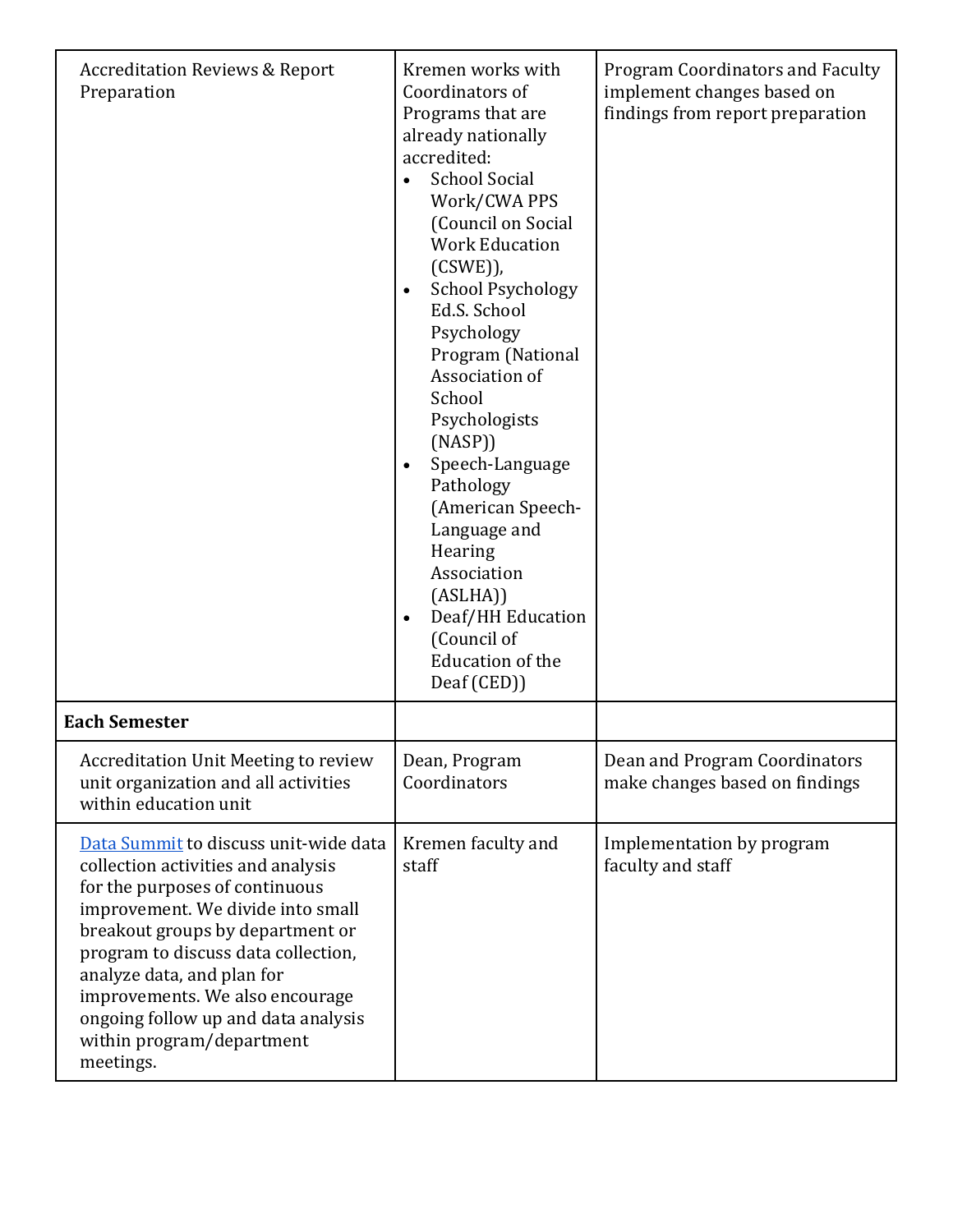| | | |
|---|---|---|
| Accreditation Reviews & Report Preparation | Kremen works with Coordinators of Programs that are already nationally accredited:<br>• School Social Work/CWA PPS (Council on Social Work Education (CSWE)),<br>• School Psychology Ed.S. School Psychology Program (National Association of School Psychologists (NASP))<br>• Speech-Language Pathology (American Speech-Language and Hearing Association (ASLHA))<br>• Deaf/HH Education (Council of Education of the Deaf (CED)) | Program Coordinators and Faculty implement changes based on findings from report preparation |
| **Each Semester** | | |
| Accreditation Unit Meeting to review unit organization and all activities within education unit | Dean, Program Coordinators | Dean and Program Coordinators make changes based on findings |
| Data Summit to discuss unit-wide data collection activities and analysis for the purposes of continuous improvement. We divide into small breakout groups by department or program to discuss data collection, analyze data, and plan for improvements. We also encourage ongoing follow up and data analysis within program/department meetings. | Kremen faculty and staff | Implementation by program faculty and staff |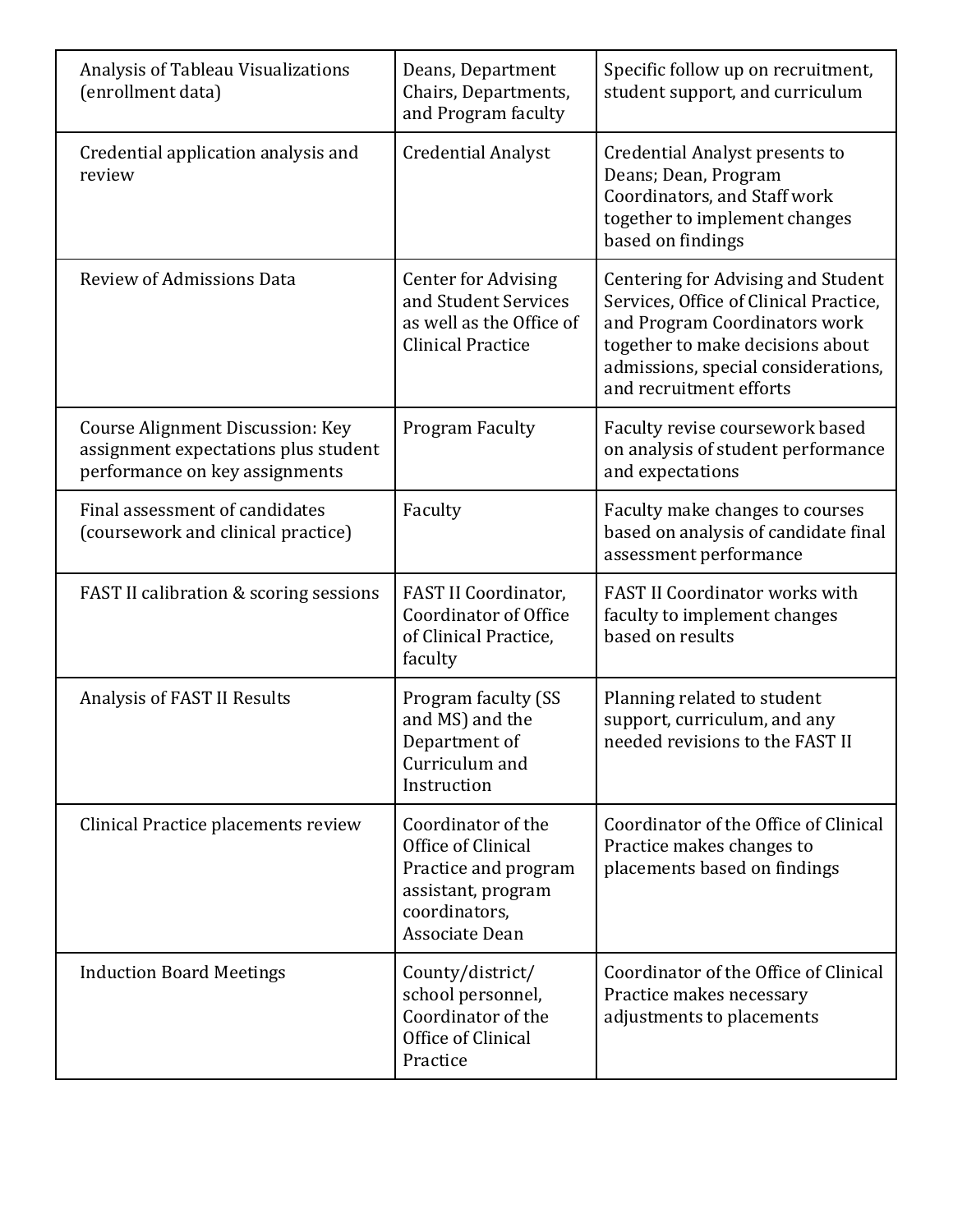| | | |
|---|---|---|
| Analysis of Tableau Visualizations (enrollment data) | Deans, Department Chairs, Departments, and Program faculty | Specific follow up on recruitment, student support, and curriculum |
| Credential application analysis and review | Credential Analyst | Credential Analyst presents to Deans; Dean, Program Coordinators, and Staff work together to implement changes based on findings |
| Review of Admissions Data | Center for Advising and Student Services as well as the Office of Clinical Practice | Centering for Advising and Student Services, Office of Clinical Practice, and Program Coordinators work together to make decisions about admissions, special considerations, and recruitment efforts |
| Course Alignment Discussion: Key assignment expectations plus student performance on key assignments | Program Faculty | Faculty revise coursework based on analysis of student performance and expectations |
| Final assessment of candidates (coursework and clinical practice) | Faculty | Faculty make changes to courses based on analysis of candidate final assessment performance |
| FAST II calibration & scoring sessions | FAST II Coordinator, Coordinator of Office of Clinical Practice, faculty | FAST II Coordinator works with faculty to implement changes based on results |
| Analysis of FAST II Results | Program faculty (SS and MS) and the Department of Curriculum and Instruction | Planning related to student support, curriculum, and any needed revisions to the FAST II |
| Clinical Practice placements review | Coordinator of the Office of Clinical Practice and program assistant, program coordinators, Associate Dean | Coordinator of the Office of Clinical Practice makes changes to placements based on findings |
| Induction Board Meetings | County/district/ school personnel, Coordinator of the Office of Clinical Practice | Coordinator of the Office of Clinical Practice makes necessary adjustments to placements |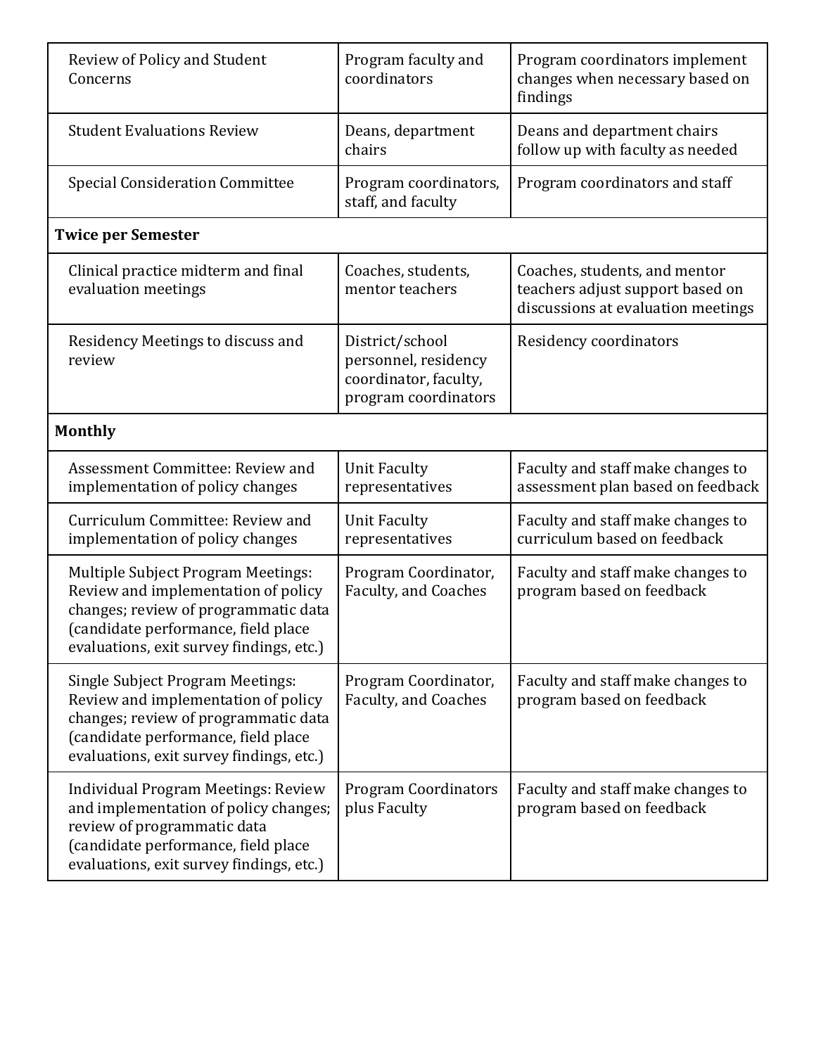| | | |
|---|---|---|
| Review of Policy and Student Concerns | Program faculty and coordinators | Program coordinators implement changes when necessary based on findings |
| Student Evaluations Review | Deans, department chairs | Deans and department chairs follow up with faculty as needed |
| Special Consideration Committee | Program coordinators, staff, and faculty | Program coordinators and staff |
| **Twice per Semester** | | |
| Clinical practice midterm and final evaluation meetings | Coaches, students, mentor teachers | Coaches, students, and mentor teachers adjust support based on discussions at evaluation meetings |
| Residency Meetings to discuss and review | District/school personnel, residency coordinator, faculty, program coordinators | Residency coordinators |
| **Monthly** | | |
| Assessment Committee: Review and implementation of policy changes | Unit Faculty representatives | Faculty and staff make changes to assessment plan based on feedback |
| Curriculum Committee: Review and implementation of policy changes | Unit Faculty representatives | Faculty and staff make changes to curriculum based on feedback |
| Multiple Subject Program Meetings: Review and implementation of policy changes; review of programmatic data (candidate performance, field place evaluations, exit survey findings, etc.) | Program Coordinator, Faculty, and Coaches | Faculty and staff make changes to program based on feedback |
| Single Subject Program Meetings: Review and implementation of policy changes; review of programmatic data (candidate performance, field place evaluations, exit survey findings, etc.) | Program Coordinator, Faculty, and Coaches | Faculty and staff make changes to program based on feedback |
| Individual Program Meetings: Review and implementation of policy changes; review of programmatic data (candidate performance, field place evaluations, exit survey findings, etc.) | Program Coordinators plus Faculty | Faculty and staff make changes to program based on feedback |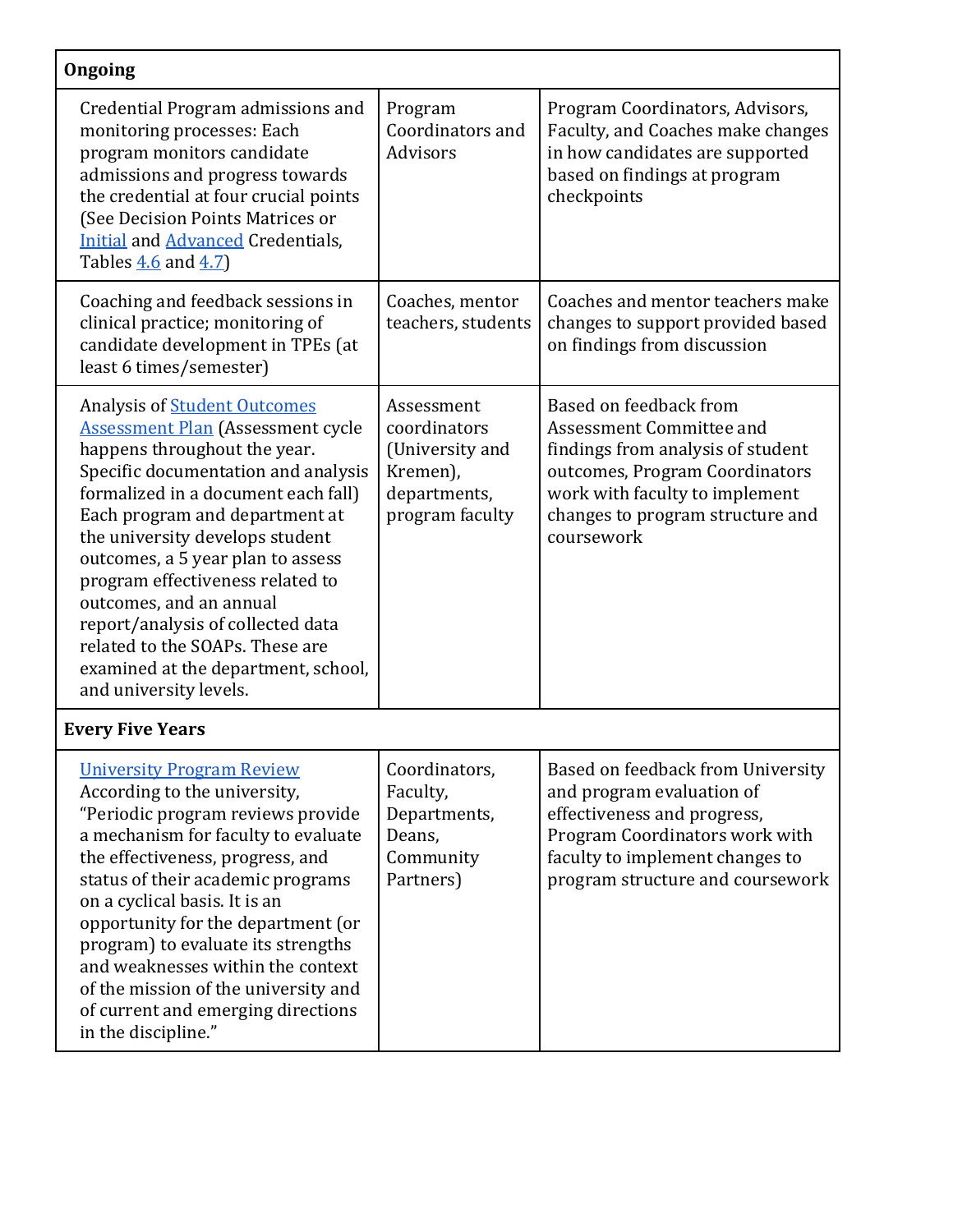| | | |
|---|---|---|
| **Ongoing** | | |
| Credential Program admissions and monitoring processes: Each program monitors candidate admissions and progress towards the credential at four crucial points (See Decision Points Matrices or Initial and Advanced Credentials, Tables 4.6 and 4.7) | Program Coordinators and Advisors | Program Coordinators, Advisors, Faculty, and Coaches make changes in how candidates are supported based on findings at program checkpoints |
| Coaching and feedback sessions in clinical practice; monitoring of candidate development in TPEs (at least 6 times/semester) | Coaches, mentor teachers, students | Coaches and mentor teachers make changes to support provided based on findings from discussion |
| Analysis of Student Outcomes Assessment Plan (Assessment cycle happens throughout the year. Specific documentation and analysis formalized in a document each fall) Each program and department at the university develops student outcomes, a 5 year plan to assess program effectiveness related to outcomes, and an annual report/analysis of collected data related to the SOAPs. These are examined at the department, school, and university levels. | Assessment coordinators (University and Kremen), departments, program faculty | Based on feedback from Assessment Committee and findings from analysis of student outcomes, Program Coordinators work with faculty to implement changes to program structure and coursework |
| **Every Five Years** | | |
| University Program Review According to the university, "Periodic program reviews provide a mechanism for faculty to evaluate the effectiveness, progress, and status of their academic programs on a cyclical basis. It is an opportunity for the department (or program) to evaluate its strengths and weaknesses within the context of the mission of the university and of current and emerging directions in the discipline." | Coordinators, Faculty, Departments, Deans, Community Partners) | Based on feedback from University and program evaluation of effectiveness and progress, Program Coordinators work with faculty to implement changes to program structure and coursework |